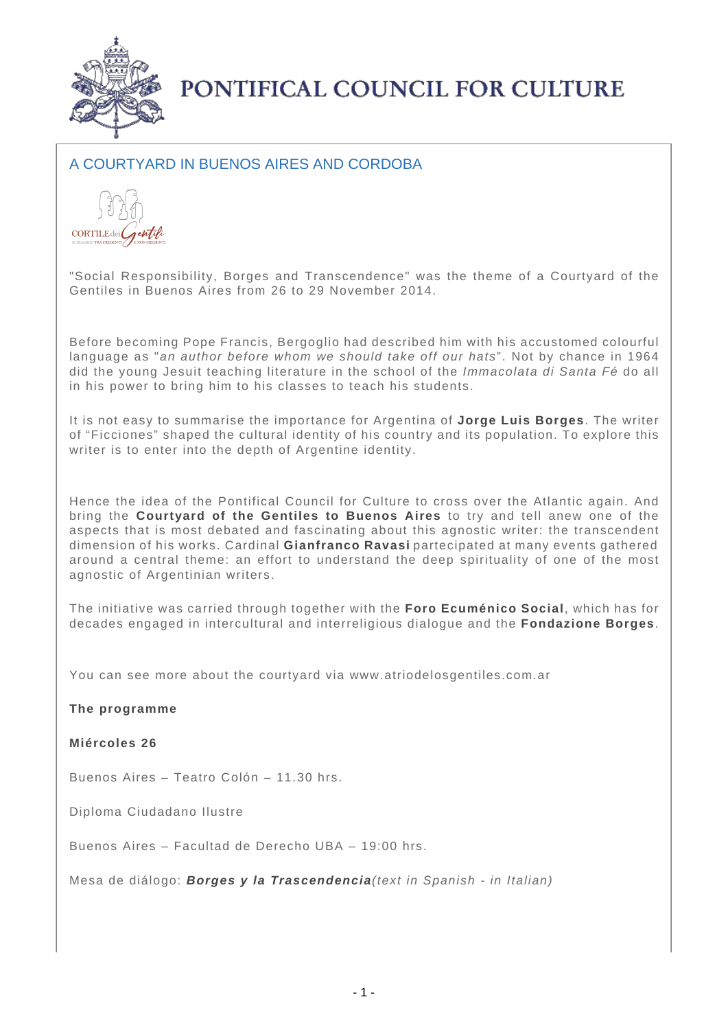# PONTIFICAL COUNCIL FOR CULTURE

## A COURTYARD IN BUENOS AIRES AND CORDOBA

"Social Responsibility, Borges and Transcendence" was the theme of a Courtyard of the Gentiles in Buenos Aires from 26 to 29 November 2014.

Before becoming Pope Francis, Bergoglio had described him with his accustomed colourful language as "*an author before whom we should take off our hats*". Not by chance in 1964 did the young Jesuit teaching literature in the school of the *Immacolata di Santa Fé* do all in his power to bring him to his classes to teach his students.

It is not easy to summarise the importance for Argentina of **Jorge Luis Borges**. The writer of "Ficciones" shaped the cultural identity of his country and its population. To explore this writer is to enter into the depth of Argentine identity.

Hence the idea of the Pontifical Council for Culture to cross over the Atlantic again. And bring the **Courtyard of the Gentiles to Buenos Aires** to try and tell anew one of the aspects that is most debated and fascinating about this agnostic writer: the transcendent dimension of his works. Cardinal **Gianfranco Ravasi** partecipated at many events gathered around a central theme: an effort to understand the deep spirituality of one of the most agnostic of Argentinian writers.

The initiative was carried through together with the **Foro Ecuménico Social**, which has for decades engaged in intercultural and interreligious dialogue and the **Fondazione Borges**.

You can see more about the courtyard via www.atriodelosgentiles.com.ar

**The programme**

**Miércoles 26**

Buenos Aires – Teatro Colón – 11.30 hrs.

Diploma Ciudadano Ilustre

Buenos Aires – Facultad de Derecho UBA – 19:00 hrs.

Mesa de diálogo: ***Borges y la Trascendencia***(*text in Spanish - in Italian*)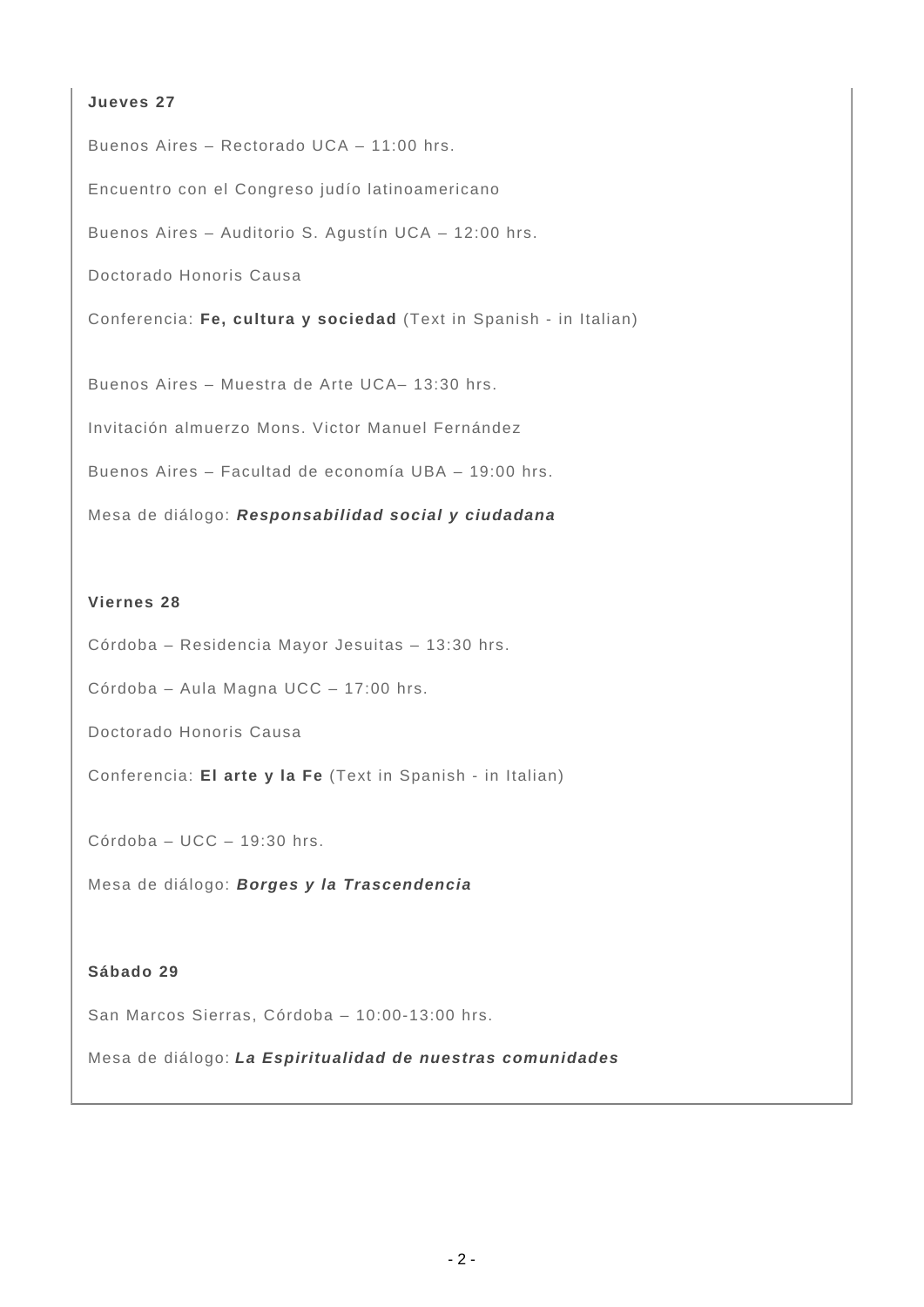**Jueves 27**

Buenos Aires – Rectorado UCA – 11:00 hrs.

Encuentro con el Congreso judío latinoamericano

Buenos Aires – Auditorio S. Agustín UCA – 12:00 hrs.

Doctorado Honoris Causa

Conferencia: **Fe, cultura y sociedad** (Text in Spanish - in Italian)

Buenos Aires – Muestra de Arte UCA– 13:30 hrs.

Invitación almuerzo Mons. Victor Manuel Fernández

Buenos Aires – Facultad de economía UBA – 19:00 hrs.

Mesa de diálogo: ***Responsabilidad social y ciudadana***

**Viernes 28**

Córdoba – Residencia Mayor Jesuitas – 13:30 hrs.

Córdoba – Aula Magna UCC – 17:00 hrs.

Doctorado Honoris Causa

Conferencia: **El arte y la Fe** (Text in Spanish - in Italian)

Córdoba – UCC – 19:30 hrs.

Mesa de diálogo: ***Borges y la Trascendencia***

**Sábado 29**

San Marcos Sierras, Córdoba – 10:00-13:00 hrs.

Mesa de diálogo: ***La Espiritualidad de nuestras comunidades***